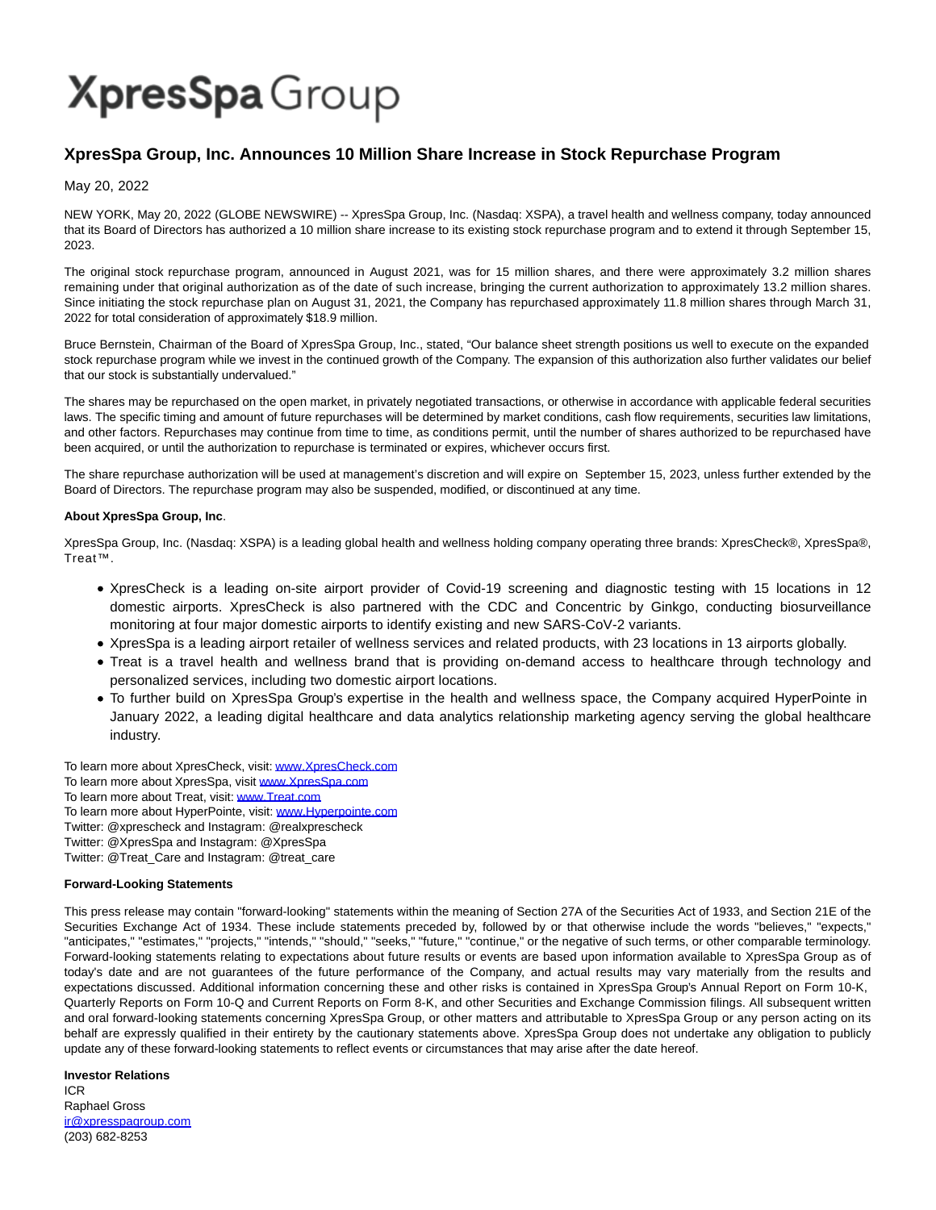# XpresSpa Group

## XpresSpa Group, Inc. Announces 10 Million Share Increase in Stock Repurchase Program

May 20, 2022

NEW YORK, May 20, 2022 (GLOBE NEWSWIRE) -- XpresSpa Group, Inc. (Nasdaq: XSPA), a travel health and wellness company, today announced that its Board of Directors has authorized a 10 million share increase to its existing stock repurchase program and to extend it through September 15, 2023.

The original stock repurchase program, announced in August 2021, was for 15 million shares, and there were approximately 3.2 million shares remaining under that original authorization as of the date of such increase, bringing the current authorization to approximately 13.2 million shares. Since initiating the stock repurchase plan on August 31, 2021, the Company has repurchased approximately 11.8 million shares through March 31, 2022 for total consideration of approximately $18.9 million.

Bruce Bernstein, Chairman of the Board of XpresSpa Group, Inc., stated, "Our balance sheet strength positions us well to execute on the expanded stock repurchase program while we invest in the continued growth of the Company. The expansion of this authorization also further validates our belief that our stock is substantially undervalued."

The shares may be repurchased on the open market, in privately negotiated transactions, or otherwise in accordance with applicable federal securities laws. The specific timing and amount of future repurchases will be determined by market conditions, cash flow requirements, securities law limitations, and other factors. Repurchases may continue from time to time, as conditions permit, until the number of shares authorized to be repurchased have been acquired, or until the authorization to repurchase is terminated or expires, whichever occurs first.

The share repurchase authorization will be used at management's discretion and will expire on September 15, 2023, unless further extended by the Board of Directors. The repurchase program may also be suspended, modified, or discontinued at any time.

**About XpresSpa Group, Inc.**

XpresSpa Group, Inc. (Nasdaq: XSPA) is a leading global health and wellness holding company operating three brands: XpresCheck®, XpresSpa®, Treat™.

- XpresCheck is a leading on-site airport provider of Covid-19 screening and diagnostic testing with 15 locations in 12 domestic airports. XpresCheck is also partnered with the CDC and Concentric by Ginkgo, conducting biosurveillance monitoring at four major domestic airports to identify existing and new SARS-CoV-2 variants.
- XpresSpa is a leading airport retailer of wellness services and related products, with 23 locations in 13 airports globally.
- Treat is a travel health and wellness brand that is providing on-demand access to healthcare through technology and personalized services, including two domestic airport locations.
- To further build on XpresSpa Group's expertise in the health and wellness space, the Company acquired HyperPointe in January 2022, a leading digital healthcare and data analytics relationship marketing agency serving the global healthcare industry.

To learn more about XpresCheck, visit: www.XpresCheck.com
To learn more about XpresSpa, visit www.XpresSpa.com
To learn more about Treat, visit: www.Treat.com
To learn more about HyperPointe, visit: www.Hyperpointe.com
Twitter: @xprescheck and Instagram: @realxprescheck
Twitter: @XpresSpa and Instagram: @XpresSpa
Twitter: @Treat_Care and Instagram: @treat_care

**Forward-Looking Statements**

This press release may contain "forward-looking" statements within the meaning of Section 27A of the Securities Act of 1933, and Section 21E of the Securities Exchange Act of 1934. These include statements preceded by, followed by or that otherwise include the words "believes," "expects," "anticipates," "estimates," "projects," "intends," "should," "seeks," "future," "continue," or the negative of such terms, or other comparable terminology. Forward-looking statements relating to expectations about future results or events are based upon information available to XpresSpa Group as of today's date and are not guarantees of the future performance of the Company, and actual results may vary materially from the results and expectations discussed. Additional information concerning these and other risks is contained in XpresSpa Group's Annual Report on Form 10-K, Quarterly Reports on Form 10-Q and Current Reports on Form 8-K, and other Securities and Exchange Commission filings. All subsequent written and oral forward-looking statements concerning XpresSpa Group, or other matters and attributable to XpresSpa Group or any person acting on its behalf are expressly qualified in their entirety by the cautionary statements above. XpresSpa Group does not undertake any obligation to publicly update any of these forward-looking statements to reflect events or circumstances that may arise after the date hereof.

**Investor Relations**
ICR
Raphael Gross
ir@xpresspagroup.com
(203) 682-8253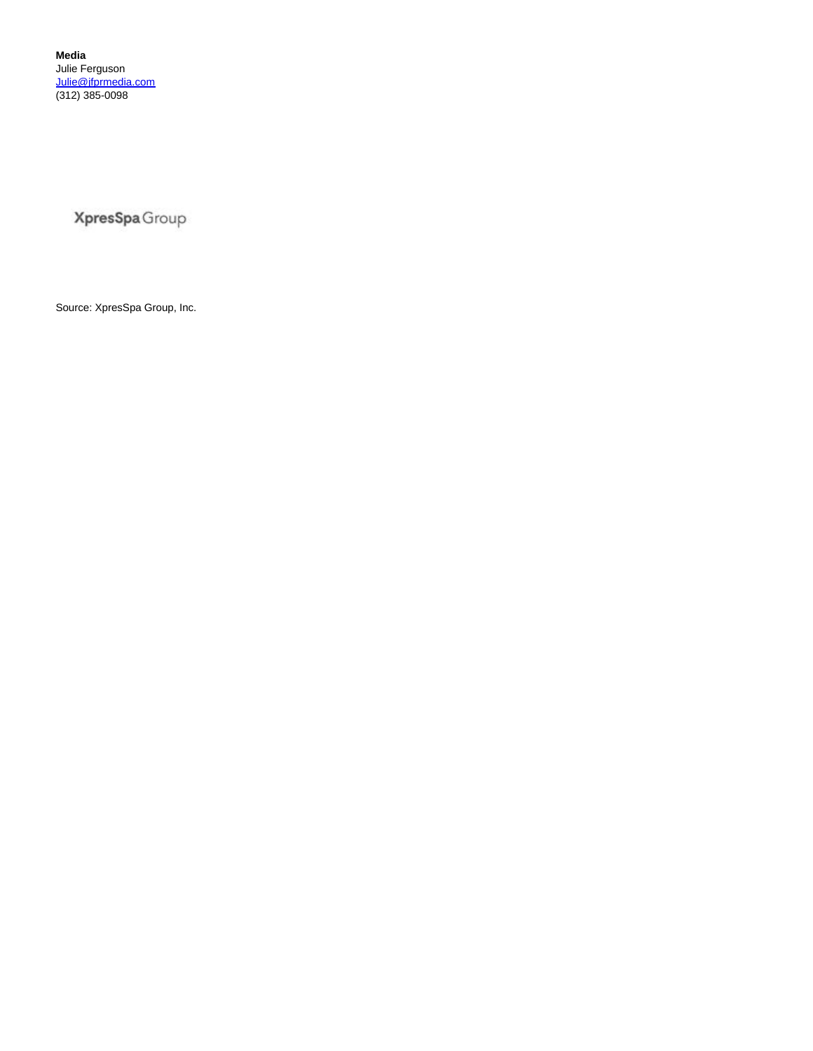**Media**
Julie Ferguson
Julie@jfprmedia.com
(312) 385-0098

XpresSpa Group

Source: XpresSpa Group, Inc.